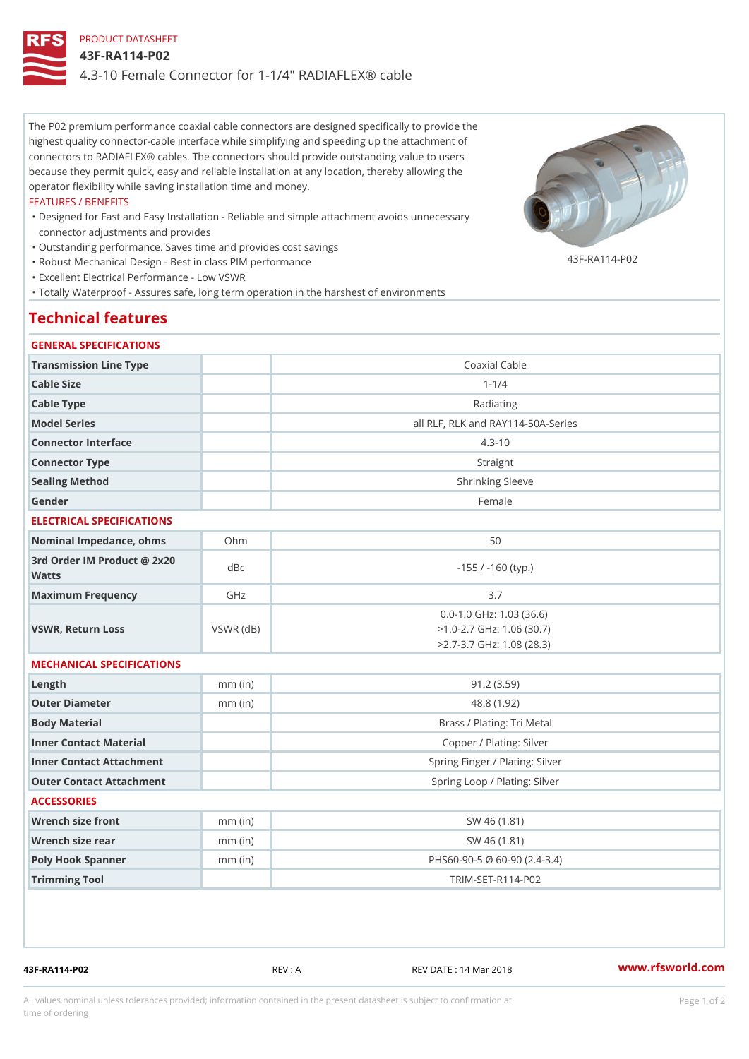PRODUCT DATASHEET

# 43F-RA114-P02

4.3-10 Female Connector for 1-1/4" RADIAFLEX® cable

The P02 premium performance coaxial cable connectors are designed specifically to provide the highest quality connector-cable interface while simplifying and speeding up the attachment of connectors to RADIAFLEX® cables. The connectors should provide outstanding value to users because they permit quick, easy and reliable installation at any location, thereby allowing the operator flexibility while saving installation time and money.

FEATURES / BENEFITS

- Designed for Fast and Easy Installation - Reliable and simple attachment avoids unnecessary connector adjustments and provides
- Outstanding performance. Saves time and provides cost savings
- Robust Mechanical Design - Best in class PIM performance
- Excellent Electrical Performance - Low VSWR
- Totally Waterproof - Assures safe, long term operation in the harshest of environments

43F-RA114-P02

## Technical features

### GENERAL SPECIFICATIONS

| | | |
|---|---|---|
| Transmission Line Type | | Coaxial Cable |
| Cable Size | | 1-1/4 |
| Cable Type | | Radiating |
| Model Series | | all RLF, RLK and RAY114-50A-Series |
| Connector Interface | | 4.3-10 |
| Connector Type | | Straight |
| Sealing Method | | Shrinking Sleeve |
| Gender | | Female |

### ELECTRICAL SPECIFICATIONS

| | | |
|---|---|---|
| Nominal Impedance, ohms | Ohm | 50 |
| 3rd Order IM Product @ 2x20 Watts | dBc | -155 / -160 (typ.) |
| Maximum Frequency | GHz | 3.7 |
| VSWR, Return Loss | VSWR (dB) | 0.0-1.0 GHz: 1.03 (36.6)<br>>1.0-2.7 GHz: 1.06 (30.7)<br>>2.7-3.7 GHz: 1.08 (28.3) |

### MECHANICAL SPECIFICATIONS

| | | |
|---|---|---|
| Length | mm (in) | 91.2 (3.59) |
| Outer Diameter | mm (in) | 48.8 (1.92) |
| Body Material | | Brass / Plating: Tri Metal |
| Inner Contact Material | | Copper / Plating: Silver |
| Inner Contact Attachment | | Spring Finger / Plating: Silver |
| Outer Contact Attachment | | Spring Loop / Plating: Silver |

### ACCESSORIES

| | | |
|---|---|---|
| Wrench size front | mm (in) | SW 46 (1.81) |
| Wrench size rear | mm (in) | SW 46 (1.81) |
| Poly Hook Spanner | mm (in) | PHS60-90-5 Ø 60-90 (2.4-3.4) |
| Trimming Tool | | TRIM-SET-R114-P02 |

43F-RA114-P02 REV : A REV DATE : 14 Mar 2018 www.rfsworld.com

All values nominal unless tolerances provided; information contained in the present datasheet is subject to confirmation at time of ordering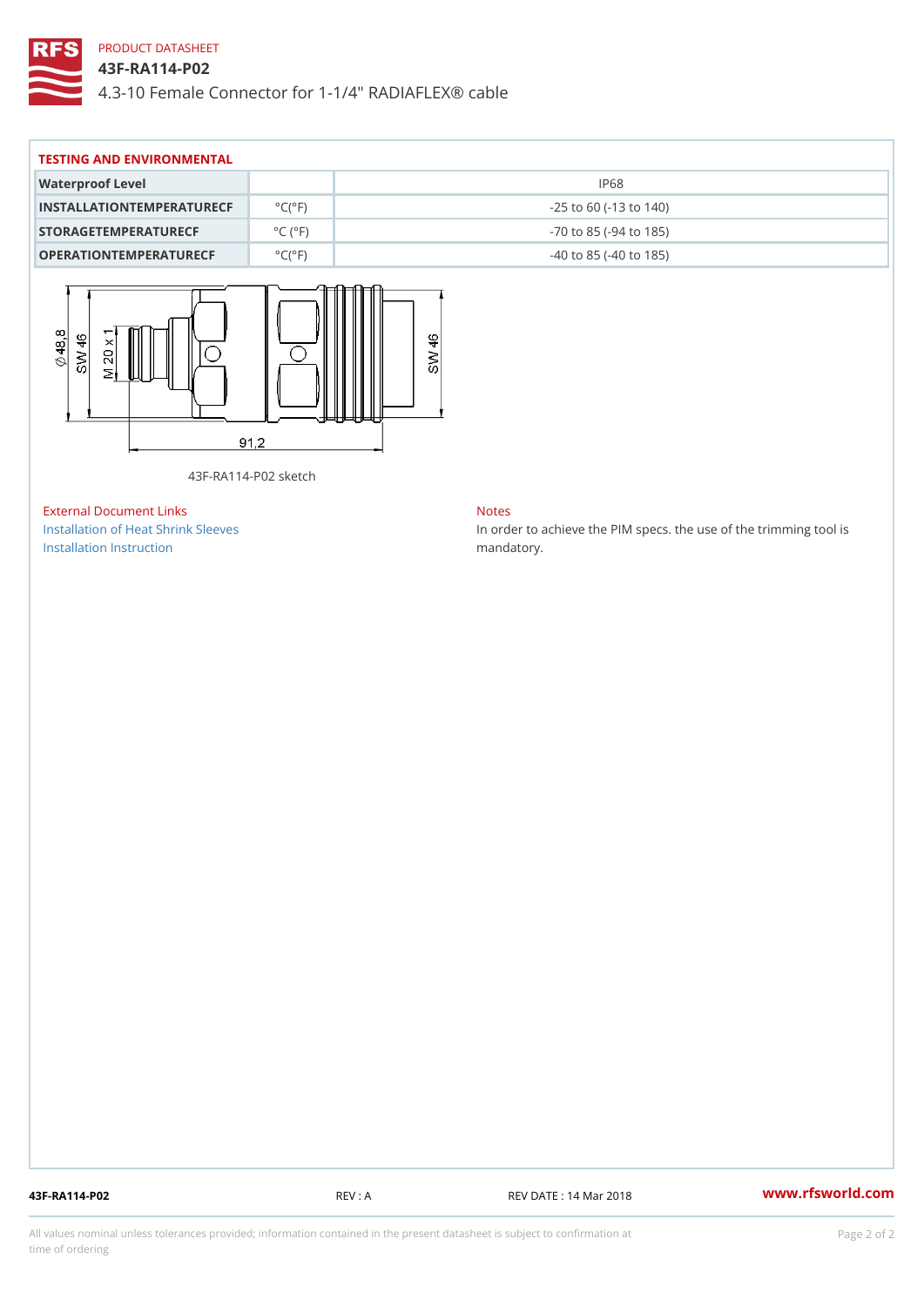PRODUCT DATASHEET

# 43F-RA114-P02

4.3-10 Female Connector for 1-1/4" RADIAFLEX® cable

## TESTING AND ENVIRONMENTAL

| | | |
|---|---|---|
| Waterproof Level | | IP68 |
| INSTALLATIONTEMPERATURECF | °C(°F) | -25 to 60 (-13 to 140) |
| STORAGETEMPERATURECF | °C (°F) | -70 to 85 (-94 to 185) |
| OPERATIONTEMPERATURECF | °C(°F) | -40 to 85 (-40 to 185) |

Ø 48,8
SW 46
M 20 x 1
SW 46
91,2

43F-RA114-P02 sketch

### External Document Links

Installation of Heat Shrink Sleeves
Installation Instruction

### Notes

In order to achieve the PIM specs. the use of the trimming tool is mandatory.

43F-RA114-P02 REV : A REV DATE : 14 Mar 2018 www.rfsworld.com

All values nominal unless tolerances provided; information contained in the present datasheet is subject to confirmation at time of ordering